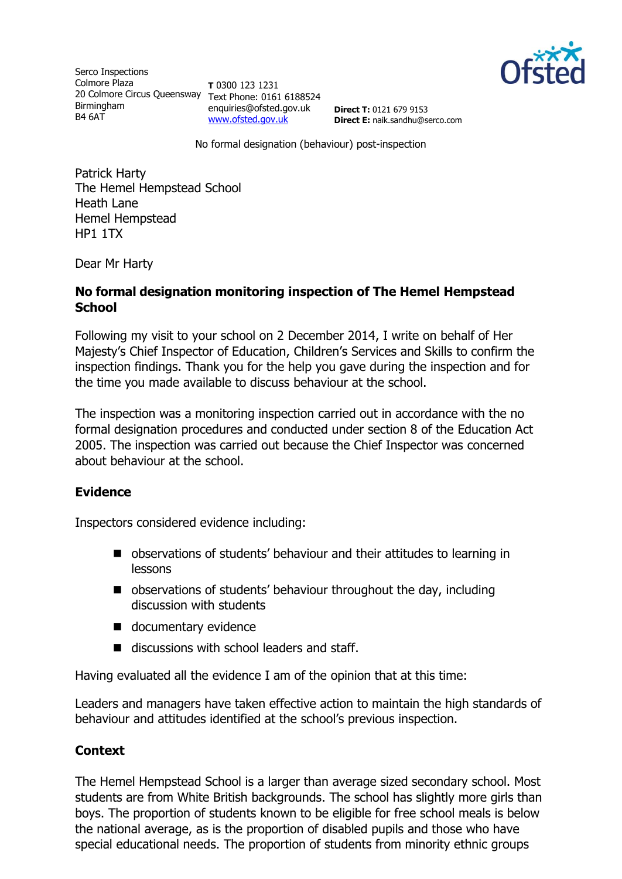Serco Inspections
Colmore Plaza
20 Colmore Circus Queensway
Birmingham
B4 6AT

**T** 0300 123 1231
Text Phone: 0161 6188524
enquiries@ofsted.gov.uk
www.ofsted.gov.uk

**Direct T:** 0121 679 9153
**Direct E:** naik.sandhu@serco.com

No formal designation (behaviour) post-inspection

Patrick Harty
The Hemel Hempstead School
Heath Lane
Hemel Hempstead
HP1 1TX

Dear Mr Harty

**No formal designation monitoring inspection of The Hemel Hempstead School**

Following my visit to your school on 2 December 2014, I write on behalf of Her Majesty's Chief Inspector of Education, Children's Services and Skills to confirm the inspection findings. Thank you for the help you gave during the inspection and for the time you made available to discuss behaviour at the school.

The inspection was a monitoring inspection carried out in accordance with the no formal designation procedures and conducted under section 8 of the Education Act 2005. The inspection was carried out because the Chief Inspector was concerned about behaviour at the school.

## Evidence

Inspectors considered evidence including:

- observations of students' behaviour and their attitudes to learning in lessons
- observations of students' behaviour throughout the day, including discussion with students
- documentary evidence
- discussions with school leaders and staff.

Having evaluated all the evidence I am of the opinion that at this time:

Leaders and managers have taken effective action to maintain the high standards of behaviour and attitudes identified at the school's previous inspection.

## Context

The Hemel Hempstead School is a larger than average sized secondary school. Most students are from White British backgrounds. The school has slightly more girls than boys. The proportion of students known to be eligible for free school meals is below the national average, as is the proportion of disabled pupils and those who have special educational needs. The proportion of students from minority ethnic groups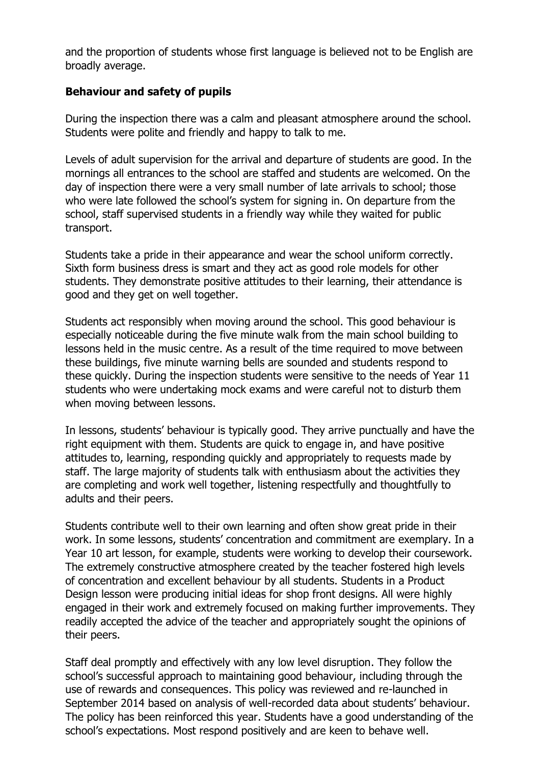and the proportion of students whose first language is believed not to be English are broadly average.

**Behaviour and safety of pupils**

During the inspection there was a calm and pleasant atmosphere around the school. Students were polite and friendly and happy to talk to me.

Levels of adult supervision for the arrival and departure of students are good. In the mornings all entrances to the school are staffed and students are welcomed. On the day of inspection there were a very small number of late arrivals to school; those who were late followed the school's system for signing in. On departure from the school, staff supervised students in a friendly way while they waited for public transport.

Students take a pride in their appearance and wear the school uniform correctly. Sixth form business dress is smart and they act as good role models for other students. They demonstrate positive attitudes to their learning, their attendance is good and they get on well together.

Students act responsibly when moving around the school. This good behaviour is especially noticeable during the five minute walk from the main school building to lessons held in the music centre. As a result of the time required to move between these buildings, five minute warning bells are sounded and students respond to these quickly. During the inspection students were sensitive to the needs of Year 11 students who were undertaking mock exams and were careful not to disturb them when moving between lessons.

In lessons, students' behaviour is typically good. They arrive punctually and have the right equipment with them. Students are quick to engage in, and have positive attitudes to, learning, responding quickly and appropriately to requests made by staff. The large majority of students talk with enthusiasm about the activities they are completing and work well together, listening respectfully and thoughtfully to adults and their peers.

Students contribute well to their own learning and often show great pride in their work. In some lessons, students' concentration and commitment are exemplary. In a Year 10 art lesson, for example, students were working to develop their coursework. The extremely constructive atmosphere created by the teacher fostered high levels of concentration and excellent behaviour by all students. Students in a Product Design lesson were producing initial ideas for shop front designs. All were highly engaged in their work and extremely focused on making further improvements. They readily accepted the advice of the teacher and appropriately sought the opinions of their peers.

Staff deal promptly and effectively with any low level disruption. They follow the school's successful approach to maintaining good behaviour, including through the use of rewards and consequences. This policy was reviewed and re-launched in September 2014 based on analysis of well-recorded data about students' behaviour. The policy has been reinforced this year. Students have a good understanding of the school's expectations. Most respond positively and are keen to behave well.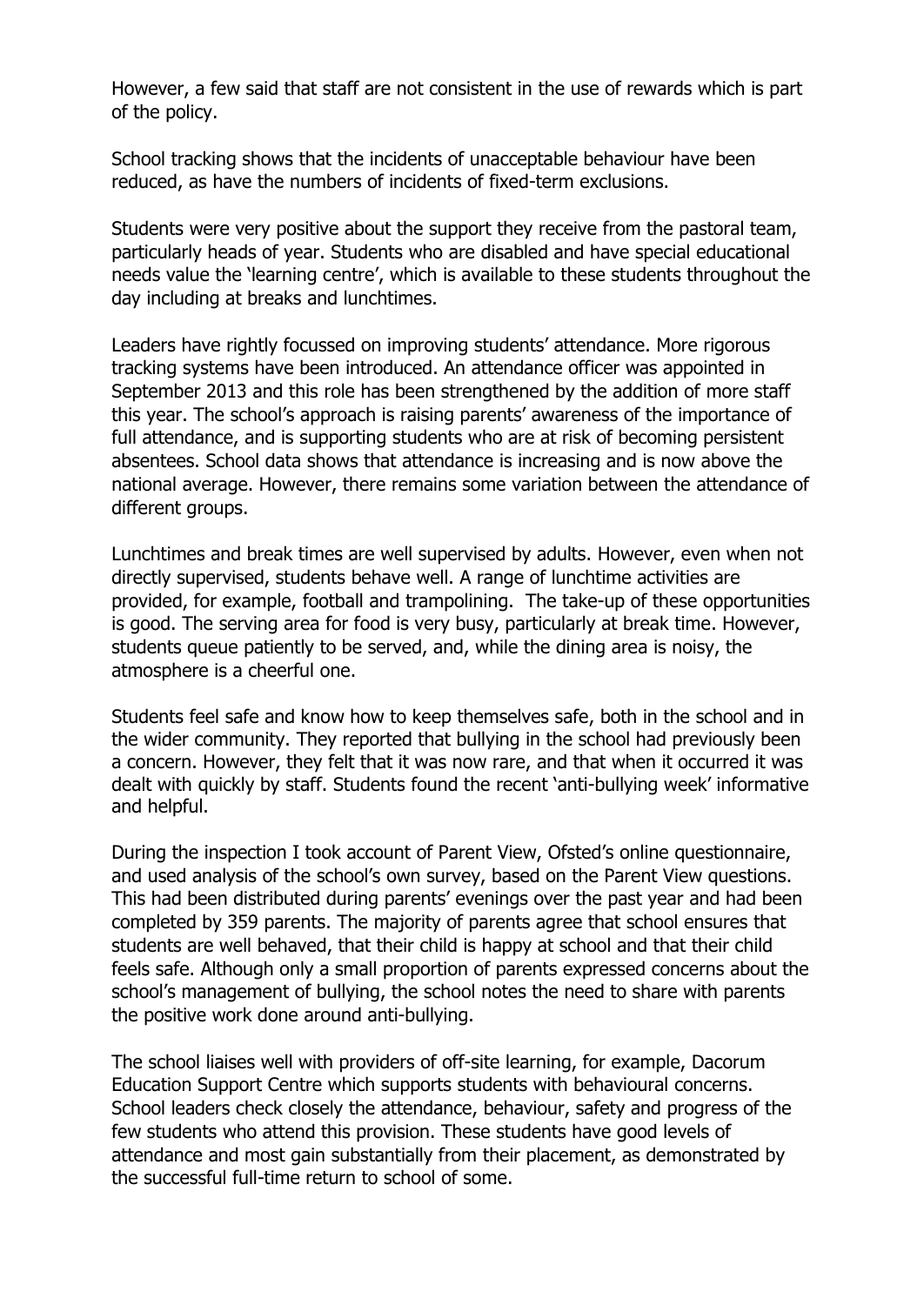However, a few said that staff are not consistent in the use of rewards which is part of the policy.

School tracking shows that the incidents of unacceptable behaviour have been reduced, as have the numbers of incidents of fixed-term exclusions.

Students were very positive about the support they receive from the pastoral team, particularly heads of year. Students who are disabled and have special educational needs value the 'learning centre', which is available to these students throughout the day including at breaks and lunchtimes.

Leaders have rightly focussed on improving students' attendance. More rigorous tracking systems have been introduced. An attendance officer was appointed in September 2013 and this role has been strengthened by the addition of more staff this year. The school's approach is raising parents' awareness of the importance of full attendance, and is supporting students who are at risk of becoming persistent absentees. School data shows that attendance is increasing and is now above the national average. However, there remains some variation between the attendance of different groups.

Lunchtimes and break times are well supervised by adults. However, even when not directly supervised, students behave well. A range of lunchtime activities are provided, for example, football and trampolining. The take-up of these opportunities is good. The serving area for food is very busy, particularly at break time. However, students queue patiently to be served, and, while the dining area is noisy, the atmosphere is a cheerful one.

Students feel safe and know how to keep themselves safe, both in the school and in the wider community. They reported that bullying in the school had previously been a concern. However, they felt that it was now rare, and that when it occurred it was dealt with quickly by staff. Students found the recent 'anti-bullying week' informative and helpful.

During the inspection I took account of Parent View, Ofsted's online questionnaire, and used analysis of the school's own survey, based on the Parent View questions. This had been distributed during parents' evenings over the past year and had been completed by 359 parents. The majority of parents agree that school ensures that students are well behaved, that their child is happy at school and that their child feels safe. Although only a small proportion of parents expressed concerns about the school's management of bullying, the school notes the need to share with parents the positive work done around anti-bullying.

The school liaises well with providers of off-site learning, for example, Dacorum Education Support Centre which supports students with behavioural concerns. School leaders check closely the attendance, behaviour, safety and progress of the few students who attend this provision. These students have good levels of attendance and most gain substantially from their placement, as demonstrated by the successful full-time return to school of some.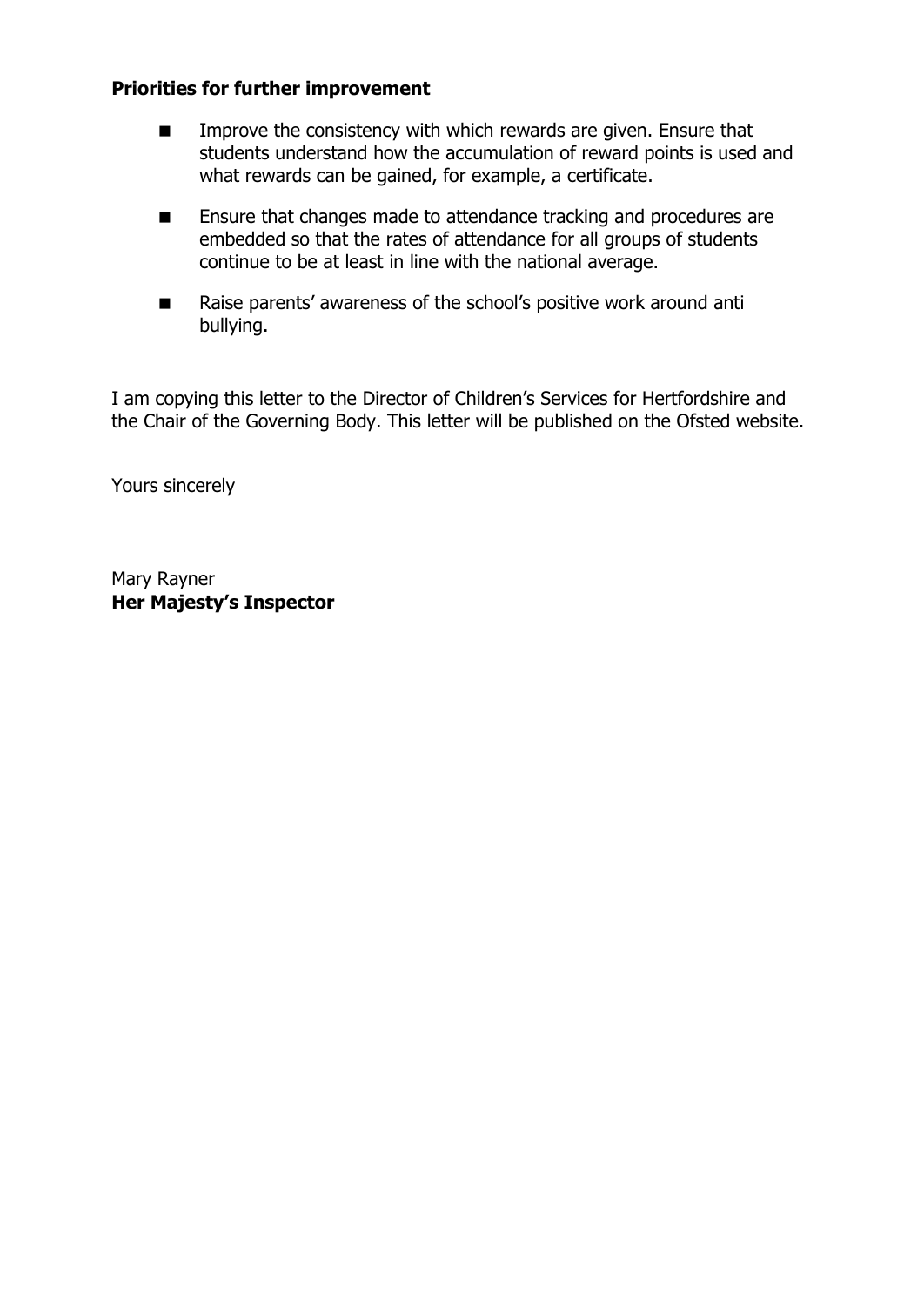**Priorities for further improvement**

- Improve the consistency with which rewards are given. Ensure that students understand how the accumulation of reward points is used and what rewards can be gained, for example, a certificate.
- Ensure that changes made to attendance tracking and procedures are embedded so that the rates of attendance for all groups of students continue to be at least in line with the national average.
- Raise parents' awareness of the school's positive work around anti bullying.

I am copying this letter to the Director of Children's Services for Hertfordshire and the Chair of the Governing Body. This letter will be published on the Ofsted website.

Yours sincerely

Mary Rayner
**Her Majesty's Inspector**